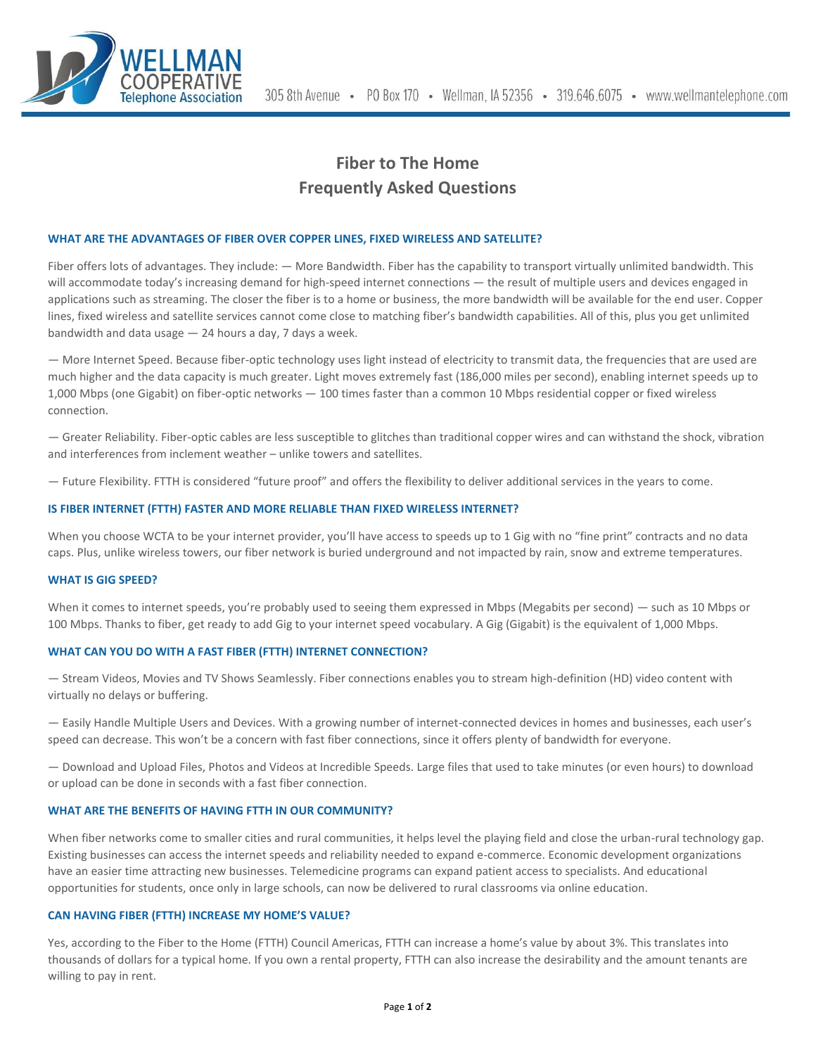WELLMAN COOPERATIVE Telephone Association

305 8th Avenue • PO Box 170 • Wellman, IA 52356 • 319.646.6075 • www.wellmantelephone.com

# Fiber to The Home
# Frequently Asked Questions

### WHAT ARE THE ADVANTAGES OF FIBER OVER COPPER LINES, FIXED WIRELESS AND SATELLITE?

Fiber offers lots of advantages. They include: — More Bandwidth. Fiber has the capability to transport virtually unlimited bandwidth. This will accommodate today's increasing demand for high-speed internet connections — the result of multiple users and devices engaged in applications such as streaming. The closer the fiber is to a home or business, the more bandwidth will be available for the end user. Copper lines, fixed wireless and satellite services cannot come close to matching fiber's bandwidth capabilities. All of this, plus you get unlimited bandwidth and data usage — 24 hours a day, 7 days a week.

— More Internet Speed. Because fiber-optic technology uses light instead of electricity to transmit data, the frequencies that are used are much higher and the data capacity is much greater. Light moves extremely fast (186,000 miles per second), enabling internet speeds up to 1,000 Mbps (one Gigabit) on fiber-optic networks — 100 times faster than a common 10 Mbps residential copper or fixed wireless connection.

— Greater Reliability. Fiber-optic cables are less susceptible to glitches than traditional copper wires and can withstand the shock, vibration and interferences from inclement weather – unlike towers and satellites.

— Future Flexibility. FTTH is considered "future proof" and offers the flexibility to deliver additional services in the years to come.

### IS FIBER INTERNET (FTTH) FASTER AND MORE RELIABLE THAN FIXED WIRELESS INTERNET?

When you choose WCTA to be your internet provider, you'll have access to speeds up to 1 Gig with no "fine print" contracts and no data caps. Plus, unlike wireless towers, our fiber network is buried underground and not impacted by rain, snow and extreme temperatures.

### WHAT IS GIG SPEED?

When it comes to internet speeds, you're probably used to seeing them expressed in Mbps (Megabits per second) — such as 10 Mbps or 100 Mbps. Thanks to fiber, get ready to add Gig to your internet speed vocabulary. A Gig (Gigabit) is the equivalent of 1,000 Mbps.

### WHAT CAN YOU DO WITH A FAST FIBER (FTTH) INTERNET CONNECTION?

— Stream Videos, Movies and TV Shows Seamlessly. Fiber connections enables you to stream high-definition (HD) video content with virtually no delays or buffering.

— Easily Handle Multiple Users and Devices. With a growing number of internet-connected devices in homes and businesses, each user's speed can decrease. This won't be a concern with fast fiber connections, since it offers plenty of bandwidth for everyone.

— Download and Upload Files, Photos and Videos at Incredible Speeds. Large files that used to take minutes (or even hours) to download or upload can be done in seconds with a fast fiber connection.

### WHAT ARE THE BENEFITS OF HAVING FTTH IN OUR COMMUNITY?

When fiber networks come to smaller cities and rural communities, it helps level the playing field and close the urban-rural technology gap. Existing businesses can access the internet speeds and reliability needed to expand e-commerce. Economic development organizations have an easier time attracting new businesses. Telemedicine programs can expand patient access to specialists. And educational opportunities for students, once only in large schools, can now be delivered to rural classrooms via online education.

### CAN HAVING FIBER (FTTH) INCREASE MY HOME'S VALUE?

Yes, according to the Fiber to the Home (FTTH) Council Americas, FTTH can increase a home's value by about 3%. This translates into thousands of dollars for a typical home. If you own a rental property, FTTH can also increase the desirability and the amount tenants are willing to pay in rent.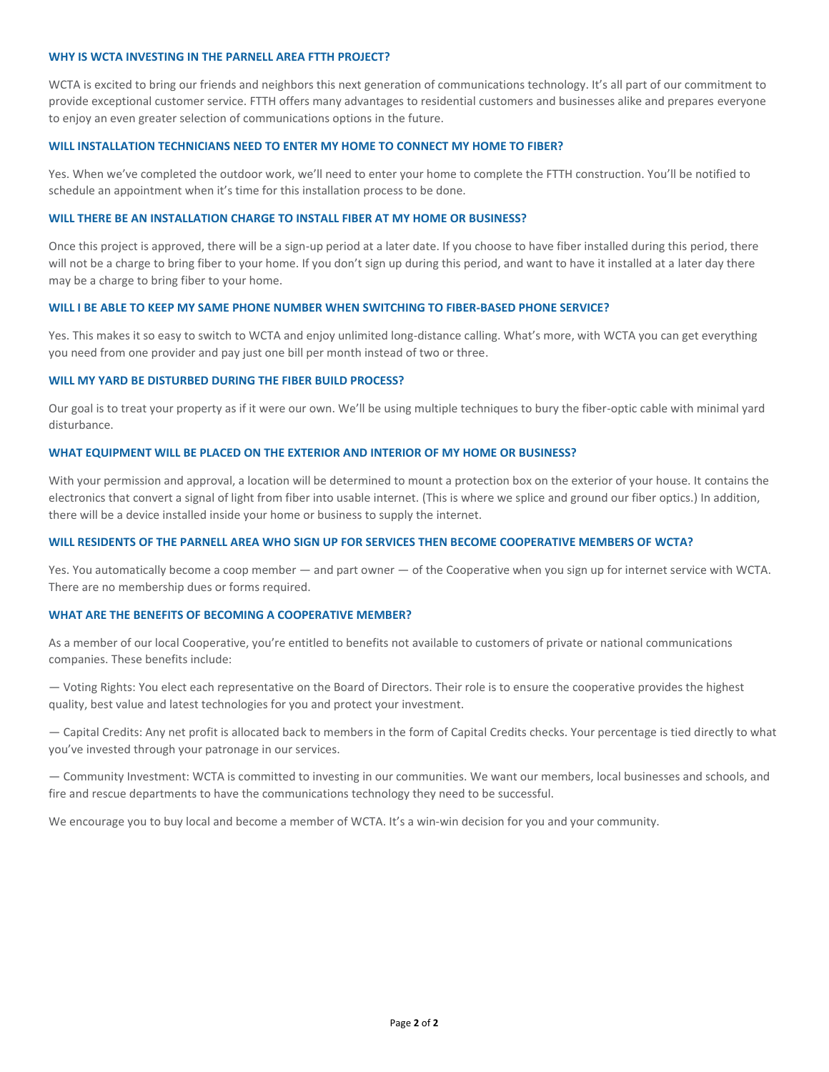### WHY IS WCTA INVESTING IN THE PARNELL AREA FTTH PROJECT?

WCTA is excited to bring our friends and neighbors this next generation of communications technology. It's all part of our commitment to provide exceptional customer service. FTTH offers many advantages to residential customers and businesses alike and prepares everyone to enjoy an even greater selection of communications options in the future.

### WILL INSTALLATION TECHNICIANS NEED TO ENTER MY HOME TO CONNECT MY HOME TO FIBER?

Yes. When we've completed the outdoor work, we'll need to enter your home to complete the FTTH construction. You'll be notified to schedule an appointment when it's time for this installation process to be done.

### WILL THERE BE AN INSTALLATION CHARGE TO INSTALL FIBER AT MY HOME OR BUSINESS?

Once this project is approved, there will be a sign-up period at a later date. If you choose to have fiber installed during this period, there will not be a charge to bring fiber to your home. If you don't sign up during this period, and want to have it installed at a later day there may be a charge to bring fiber to your home.

### WILL I BE ABLE TO KEEP MY SAME PHONE NUMBER WHEN SWITCHING TO FIBER-BASED PHONE SERVICE?

Yes. This makes it so easy to switch to WCTA and enjoy unlimited long-distance calling. What's more, with WCTA you can get everything you need from one provider and pay just one bill per month instead of two or three.

### WILL MY YARD BE DISTURBED DURING THE FIBER BUILD PROCESS?

Our goal is to treat your property as if it were our own. We'll be using multiple techniques to bury the fiber-optic cable with minimal yard disturbance.

### WHAT EQUIPMENT WILL BE PLACED ON THE EXTERIOR AND INTERIOR OF MY HOME OR BUSINESS?

With your permission and approval, a location will be determined to mount a protection box on the exterior of your house. It contains the electronics that convert a signal of light from fiber into usable internet. (This is where we splice and ground our fiber optics.) In addition, there will be a device installed inside your home or business to supply the internet.

### WILL RESIDENTS OF THE PARNELL AREA WHO SIGN UP FOR SERVICES THEN BECOME COOPERATIVE MEMBERS OF WCTA?

Yes. You automatically become a coop member — and part owner — of the Cooperative when you sign up for internet service with WCTA. There are no membership dues or forms required.

### WHAT ARE THE BENEFITS OF BECOMING A COOPERATIVE MEMBER?

As a member of our local Cooperative, you're entitled to benefits not available to customers of private or national communications companies. These benefits include:

— Voting Rights: You elect each representative on the Board of Directors. Their role is to ensure the cooperative provides the highest quality, best value and latest technologies for you and protect your investment.

— Capital Credits: Any net profit is allocated back to members in the form of Capital Credits checks. Your percentage is tied directly to what you've invested through your patronage in our services.

— Community Investment: WCTA is committed to investing in our communities. We want our members, local businesses and schools, and fire and rescue departments to have the communications technology they need to be successful.

We encourage you to buy local and become a member of WCTA. It's a win-win decision for you and your community.